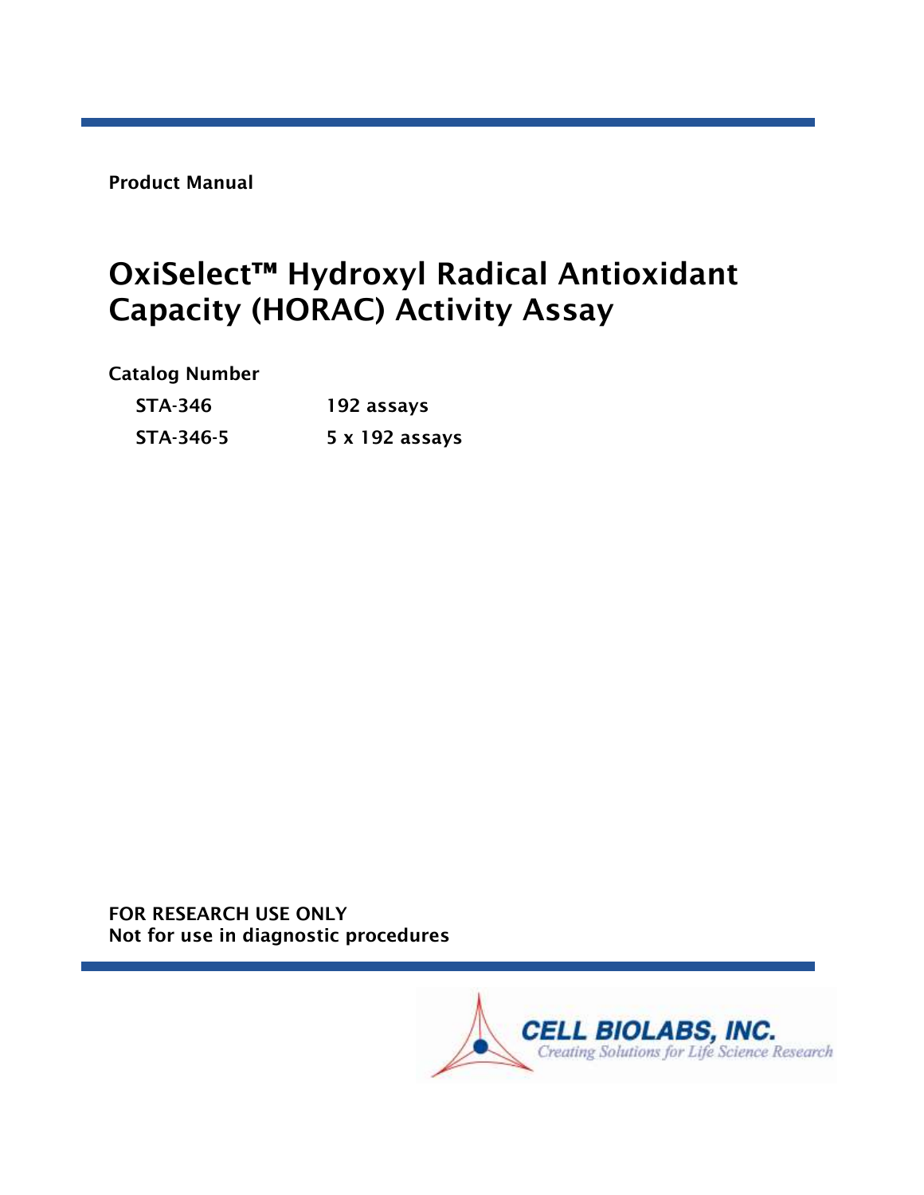**Product Manual**

# OxiSelect™ Hydroxyl Radical Antioxidant Capacity (HORAC) Activity Assay

**Catalog Number**

| | |
|---|---|
| **STA-346** | **192 assays** |
| **STA-346-5** | **5 x 192 assays** |

**FOR RESEARCH USE ONLY**
**Not for use in diagnostic procedures**

CELL BIOLABS, INC.
*Creating Solutions for Life Science Research*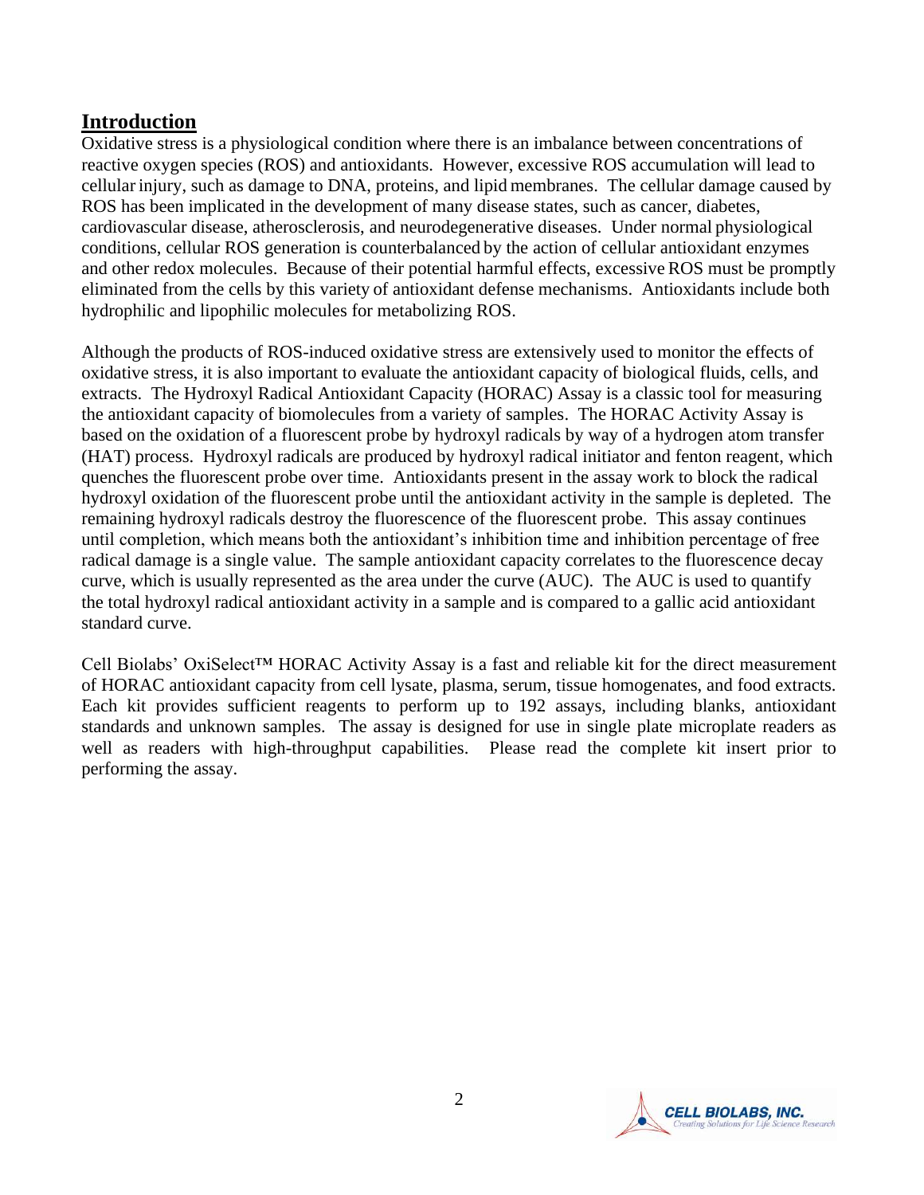## Introduction

Oxidative stress is a physiological condition where there is an imbalance between concentrations of reactive oxygen species (ROS) and antioxidants. However, excessive ROS accumulation will lead to cellular injury, such as damage to DNA, proteins, and lipid membranes. The cellular damage caused by ROS has been implicated in the development of many disease states, such as cancer, diabetes, cardiovascular disease, atherosclerosis, and neurodegenerative diseases. Under normal physiological conditions, cellular ROS generation is counterbalanced by the action of cellular antioxidant enzymes and other redox molecules. Because of their potential harmful effects, excessive ROS must be promptly eliminated from the cells by this variety of antioxidant defense mechanisms. Antioxidants include both hydrophilic and lipophilic molecules for metabolizing ROS.

Although the products of ROS-induced oxidative stress are extensively used to monitor the effects of oxidative stress, it is also important to evaluate the antioxidant capacity of biological fluids, cells, and extracts. The Hydroxyl Radical Antioxidant Capacity (HORAC) Assay is a classic tool for measuring the antioxidant capacity of biomolecules from a variety of samples. The HORAC Activity Assay is based on the oxidation of a fluorescent probe by hydroxyl radicals by way of a hydrogen atom transfer (HAT) process. Hydroxyl radicals are produced by hydroxyl radical initiator and fenton reagent, which quenches the fluorescent probe over time. Antioxidants present in the assay work to block the radical hydroxyl oxidation of the fluorescent probe until the antioxidant activity in the sample is depleted. The remaining hydroxyl radicals destroy the fluorescence of the fluorescent probe. This assay continues until completion, which means both the antioxidant's inhibition time and inhibition percentage of free radical damage is a single value. The sample antioxidant capacity correlates to the fluorescence decay curve, which is usually represented as the area under the curve (AUC). The AUC is used to quantify the total hydroxyl radical antioxidant activity in a sample and is compared to a gallic acid antioxidant standard curve.

Cell Biolabs' OxiSelect™ HORAC Activity Assay is a fast and reliable kit for the direct measurement of HORAC antioxidant capacity from cell lysate, plasma, serum, tissue homogenates, and food extracts. Each kit provides sufficient reagents to perform up to 192 assays, including blanks, antioxidant standards and unknown samples. The assay is designed for use in single plate microplate readers as well as readers with high-throughput capabilities. Please read the complete kit insert prior to performing the assay.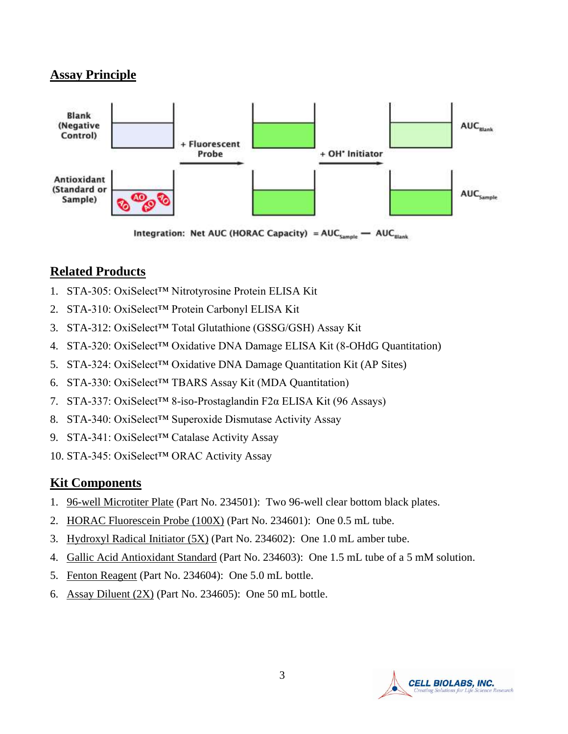## Assay Principle

Blank (Negative Control) → + Fluorescent Probe → + OH• Initiator → $AUC_{Blank}$

Antioxidant (Standard or Sample) → + Fluorescent Probe → + OH• Initiator → $AUC_{Sample}$

Integration: Net AUC (HORAC Capacity) $= AUC_{Sample} - AUC_{Blank}$

## Related Products

1. STA-305: OxiSelect™ Nitrotyrosine Protein ELISA Kit
2. STA-310: OxiSelect™ Protein Carbonyl ELISA Kit
3. STA-312: OxiSelect™ Total Glutathione (GSSG/GSH) Assay Kit
4. STA-320: OxiSelect™ Oxidative DNA Damage ELISA Kit (8-OHdG Quantitation)
5. STA-324: OxiSelect™ Oxidative DNA Damage Quantitation Kit (AP Sites)
6. STA-330: OxiSelect™ TBARS Assay Kit (MDA Quantitation)
7. STA-337: OxiSelect™ 8-iso-Prostaglandin F2α ELISA Kit (96 Assays)
8. STA-340: OxiSelect™ Superoxide Dismutase Activity Assay
9. STA-341: OxiSelect™ Catalase Activity Assay
10. STA-345: OxiSelect™ ORAC Activity Assay

## Kit Components

1. 96-well Microtiter Plate (Part No. 234501): Two 96-well clear bottom black plates.
2. HORAC Fluorescein Probe (100X) (Part No. 234601): One 0.5 mL tube.
3. Hydroxyl Radical Initiator (5X) (Part No. 234602): One 1.0 mL amber tube.
4. Gallic Acid Antioxidant Standard (Part No. 234603): One 1.5 mL tube of a 5 mM solution.
5. Fenton Reagent (Part No. 234604): One 5.0 mL bottle.
6. Assay Diluent (2X) (Part No. 234605): One 50 mL bottle.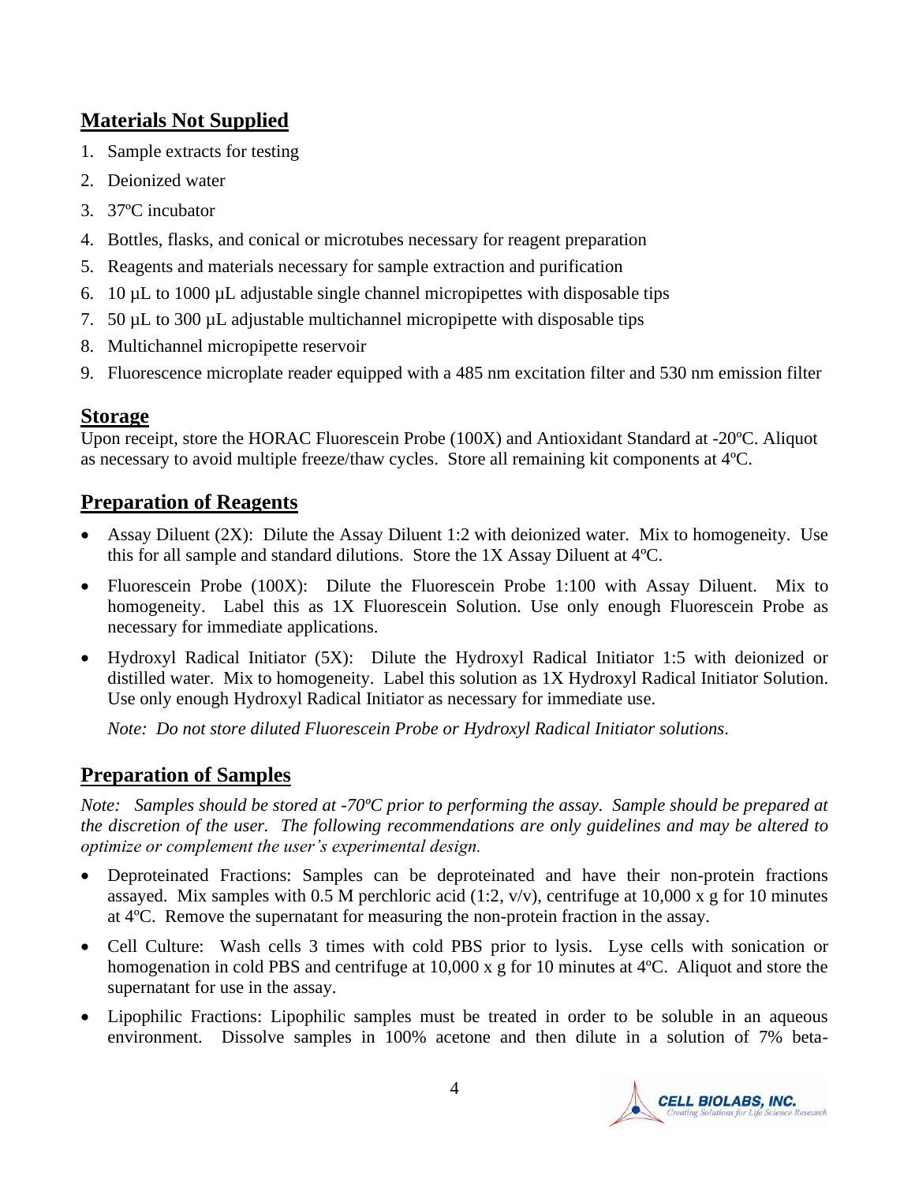## Materials Not Supplied

1. Sample extracts for testing
2. Deionized water
3. 37ºC incubator
4. Bottles, flasks, and conical or microtubes necessary for reagent preparation
5. Reagents and materials necessary for sample extraction and purification
6. 10 µL to 1000 µL adjustable single channel micropipettes with disposable tips
7. 50 µL to 300 µL adjustable multichannel micropipette with disposable tips
8. Multichannel micropipette reservoir
9. Fluorescence microplate reader equipped with a 485 nm excitation filter and 530 nm emission filter

## Storage

Upon receipt, store the HORAC Fluorescein Probe (100X) and Antioxidant Standard at -20ºC. Aliquot as necessary to avoid multiple freeze/thaw cycles. Store all remaining kit components at 4ºC.

## Preparation of Reagents

- Assay Diluent (2X): Dilute the Assay Diluent 1:2 with deionized water. Mix to homogeneity. Use this for all sample and standard dilutions. Store the 1X Assay Diluent at 4ºC.
- Fluorescein Probe (100X): Dilute the Fluorescein Probe 1:100 with Assay Diluent. Mix to homogeneity. Label this as 1X Fluorescein Solution. Use only enough Fluorescein Probe as necessary for immediate applications.
- Hydroxyl Radical Initiator (5X): Dilute the Hydroxyl Radical Initiator 1:5 with deionized or distilled water. Mix to homogeneity. Label this solution as 1X Hydroxyl Radical Initiator Solution. Use only enough Hydroxyl Radical Initiator as necessary for immediate use.

  *Note: Do not store diluted Fluorescein Probe or Hydroxyl Radical Initiator solutions.*

## Preparation of Samples

*Note: Samples should be stored at -70ºC prior to performing the assay. Sample should be prepared at the discretion of the user. The following recommendations are only guidelines and may be altered to optimize or complement the user's experimental design.*

- Deproteinated Fractions: Samples can be deproteinated and have their non-protein fractions assayed. Mix samples with 0.5 M perchloric acid (1:2, v/v), centrifuge at 10,000 x g for 10 minutes at 4ºC. Remove the supernatant for measuring the non-protein fraction in the assay.
- Cell Culture: Wash cells 3 times with cold PBS prior to lysis. Lyse cells with sonication or homogenation in cold PBS and centrifuge at 10,000 x g for 10 minutes at 4ºC. Aliquot and store the supernatant for use in the assay.
- Lipophilic Fractions: Lipophilic samples must be treated in order to be soluble in an aqueous environment. Dissolve samples in 100% acetone and then dilute in a solution of 7% beta-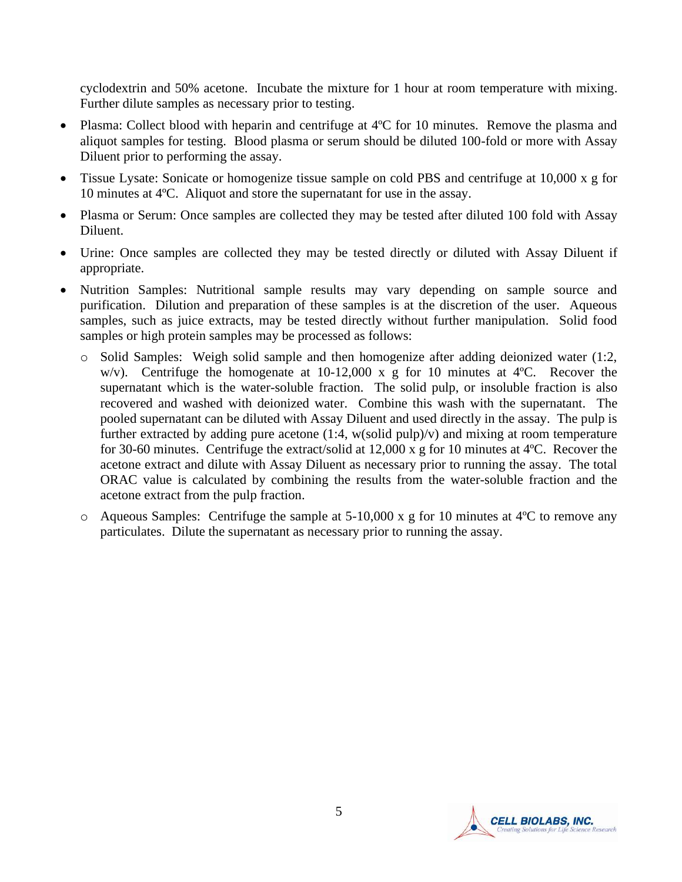cyclodextrin and 50% acetone. Incubate the mixture for 1 hour at room temperature with mixing. Further dilute samples as necessary prior to testing.

- Plasma: Collect blood with heparin and centrifuge at 4ºC for 10 minutes. Remove the plasma and aliquot samples for testing. Blood plasma or serum should be diluted 100-fold or more with Assay Diluent prior to performing the assay.
- Tissue Lysate: Sonicate or homogenize tissue sample on cold PBS and centrifuge at 10,000 x g for 10 minutes at 4ºC. Aliquot and store the supernatant for use in the assay.
- Plasma or Serum: Once samples are collected they may be tested after diluted 100 fold with Assay Diluent.
- Urine: Once samples are collected they may be tested directly or diluted with Assay Diluent if appropriate.
- Nutrition Samples: Nutritional sample results may vary depending on sample source and purification. Dilution and preparation of these samples is at the discretion of the user. Aqueous samples, such as juice extracts, may be tested directly without further manipulation. Solid food samples or high protein samples may be processed as follows:
    - Solid Samples: Weigh solid sample and then homogenize after adding deionized water (1:2, w/v). Centrifuge the homogenate at 10-12,000 x g for 10 minutes at 4ºC. Recover the supernatant which is the water-soluble fraction. The solid pulp, or insoluble fraction is also recovered and washed with deionized water. Combine this wash with the supernatant. The pooled supernatant can be diluted with Assay Diluent and used directly in the assay. The pulp is further extracted by adding pure acetone (1:4, w(solid pulp)/v) and mixing at room temperature for 30-60 minutes. Centrifuge the extract/solid at 12,000 x g for 10 minutes at 4ºC. Recover the acetone extract and dilute with Assay Diluent as necessary prior to running the assay. The total ORAC value is calculated by combining the results from the water-soluble fraction and the acetone extract from the pulp fraction.
    - Aqueous Samples: Centrifuge the sample at 5-10,000 x g for 10 minutes at 4ºC to remove any particulates. Dilute the supernatant as necessary prior to running the assay.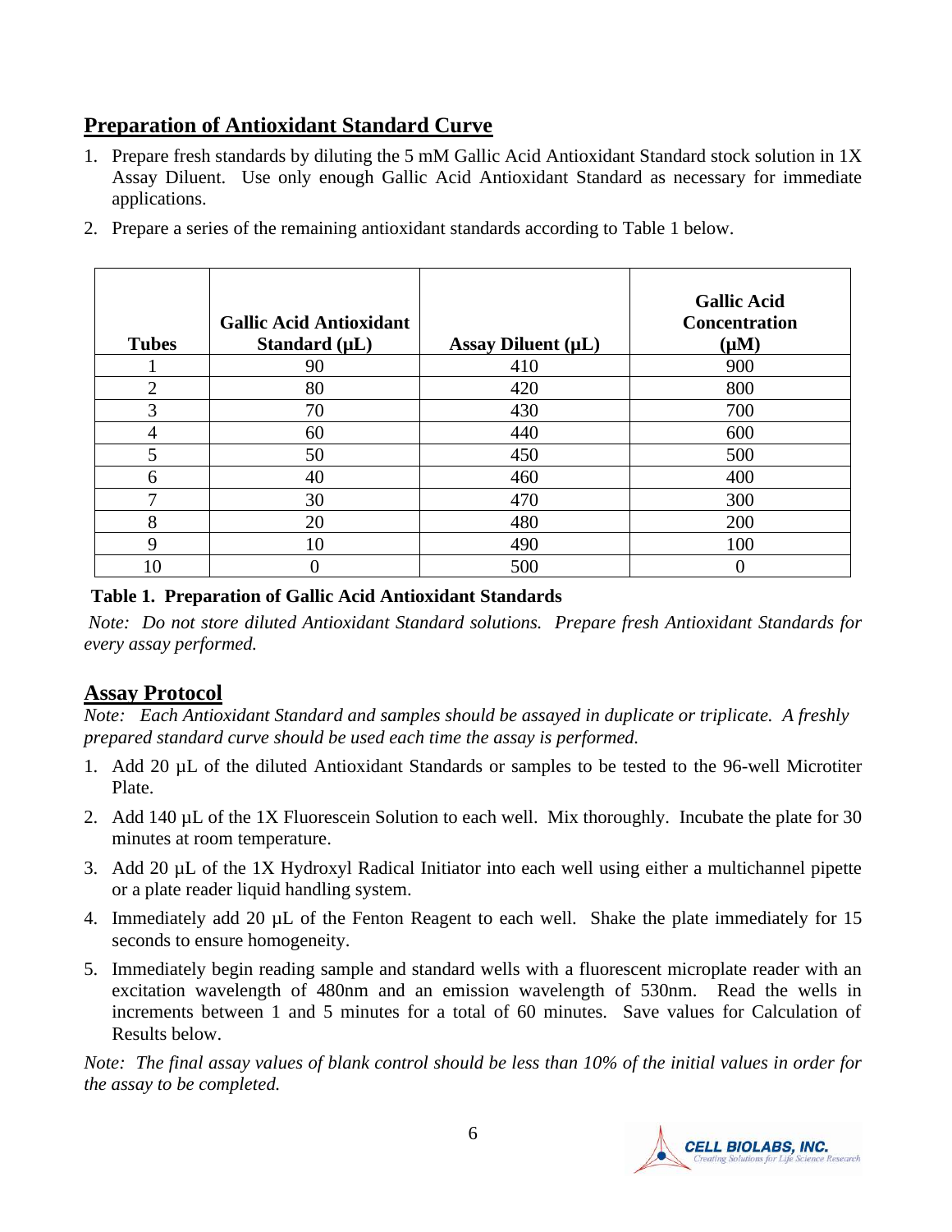## Preparation of Antioxidant Standard Curve

1. Prepare fresh standards by diluting the 5 mM Gallic Acid Antioxidant Standard stock solution in 1X Assay Diluent. Use only enough Gallic Acid Antioxidant Standard as necessary for immediate applications.
2. Prepare a series of the remaining antioxidant standards according to Table 1 below.

| Tubes | Gallic Acid Antioxidant Standard (µL) | Assay Diluent (µL) | Gallic Acid Concentration (µM) |
|---|---|---|---|
| 1 | 90 | 410 | 900 |
| 2 | 80 | 420 | 800 |
| 3 | 70 | 430 | 700 |
| 4 | 60 | 440 | 600 |
| 5 | 50 | 450 | 500 |
| 6 | 40 | 460 | 400 |
| 7 | 30 | 470 | 300 |
| 8 | 20 | 480 | 200 |
| 9 | 10 | 490 | 100 |
| 10 | 0 | 500 | 0 |

**Table 1. Preparation of Gallic Acid Antioxidant Standards**

*Note: Do not store diluted Antioxidant Standard solutions. Prepare fresh Antioxidant Standards for every assay performed.*

## Assay Protocol

*Note: Each Antioxidant Standard and samples should be assayed in duplicate or triplicate. A freshly prepared standard curve should be used each time the assay is performed.*

1. Add 20 µL of the diluted Antioxidant Standards or samples to be tested to the 96-well Microtiter Plate.
2. Add 140 µL of the 1X Fluorescein Solution to each well. Mix thoroughly. Incubate the plate for 30 minutes at room temperature.
3. Add 20 µL of the 1X Hydroxyl Radical Initiator into each well using either a multichannel pipette or a plate reader liquid handling system.
4. Immediately add 20 µL of the Fenton Reagent to each well. Shake the plate immediately for 15 seconds to ensure homogeneity.
5. Immediately begin reading sample and standard wells with a fluorescent microplate reader with an excitation wavelength of 480nm and an emission wavelength of 530nm. Read the wells in increments between 1 and 5 minutes for a total of 60 minutes. Save values for Calculation of Results below.

*Note: The final assay values of blank control should be less than 10% of the initial values in order for the assay to be completed.*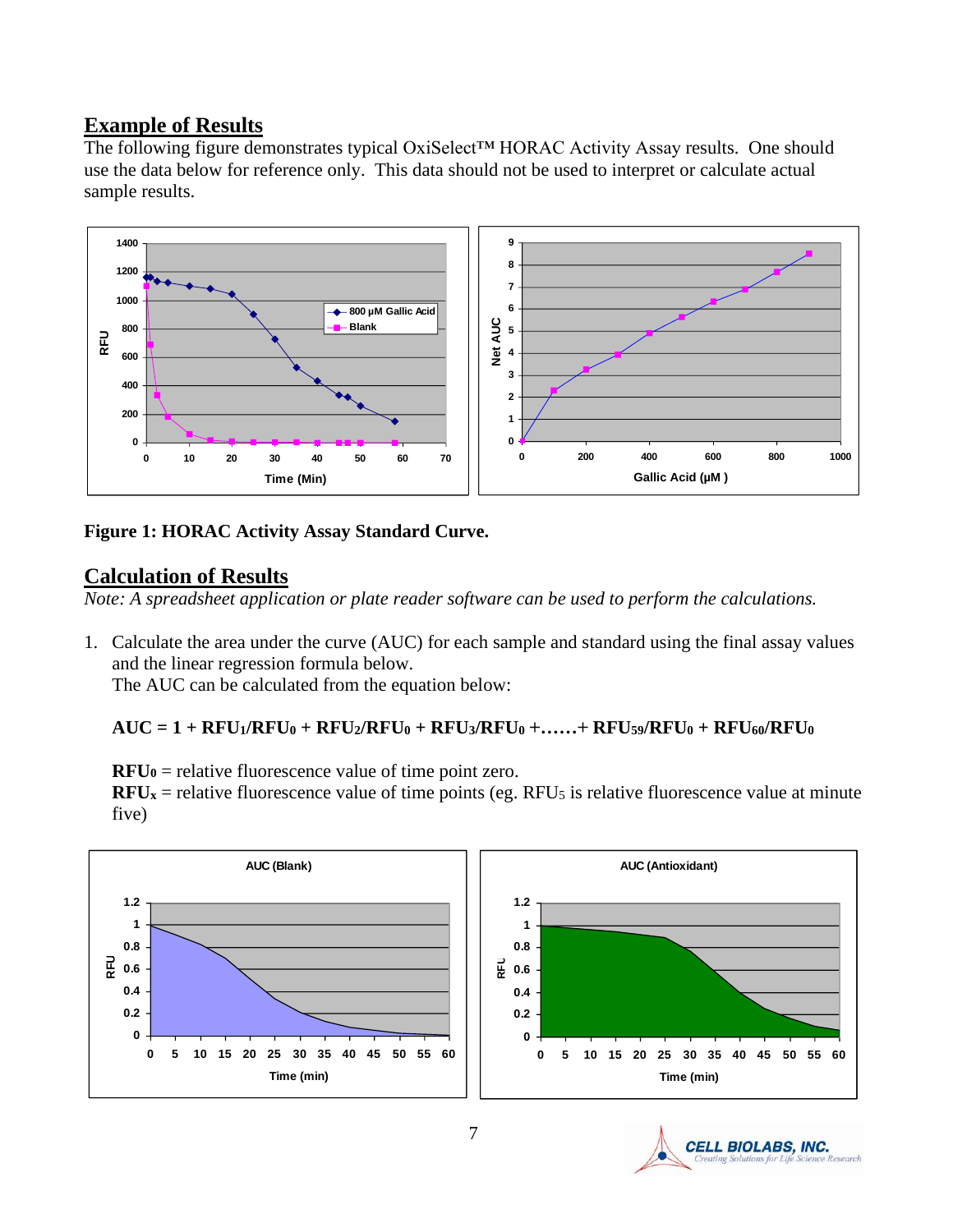## Example of Results

The following figure demonstrates typical OxiSelect™ HORAC Activity Assay results. One should use the data below for reference only. This data should not be used to interpret or calculate actual sample results.

**Figure 1: HORAC Activity Assay Standard Curve.**

## Calculation of Results

*Note: A spreadsheet application or plate reader software can be used to perform the calculations.*

1. Calculate the area under the curve (AUC) for each sample and standard using the final assay values and the linear regression formula below.
   The AUC can be calculated from the equation below:

   $$\mathbf{AUC = 1 + RFU_1/RFU_0 + RFU_2/RFU_0 + RFU_3/RFU_0 + \ldots\ldots + RFU_{59}/RFU_0 + RFU_{60}/RFU_0}$$

   $\mathbf{RFU_0}$ = relative fluorescence value of time point zero.
   $\mathbf{RFU_x}$ = relative fluorescence value of time points (eg. $RFU_5$ is relative fluorescence value at minute five)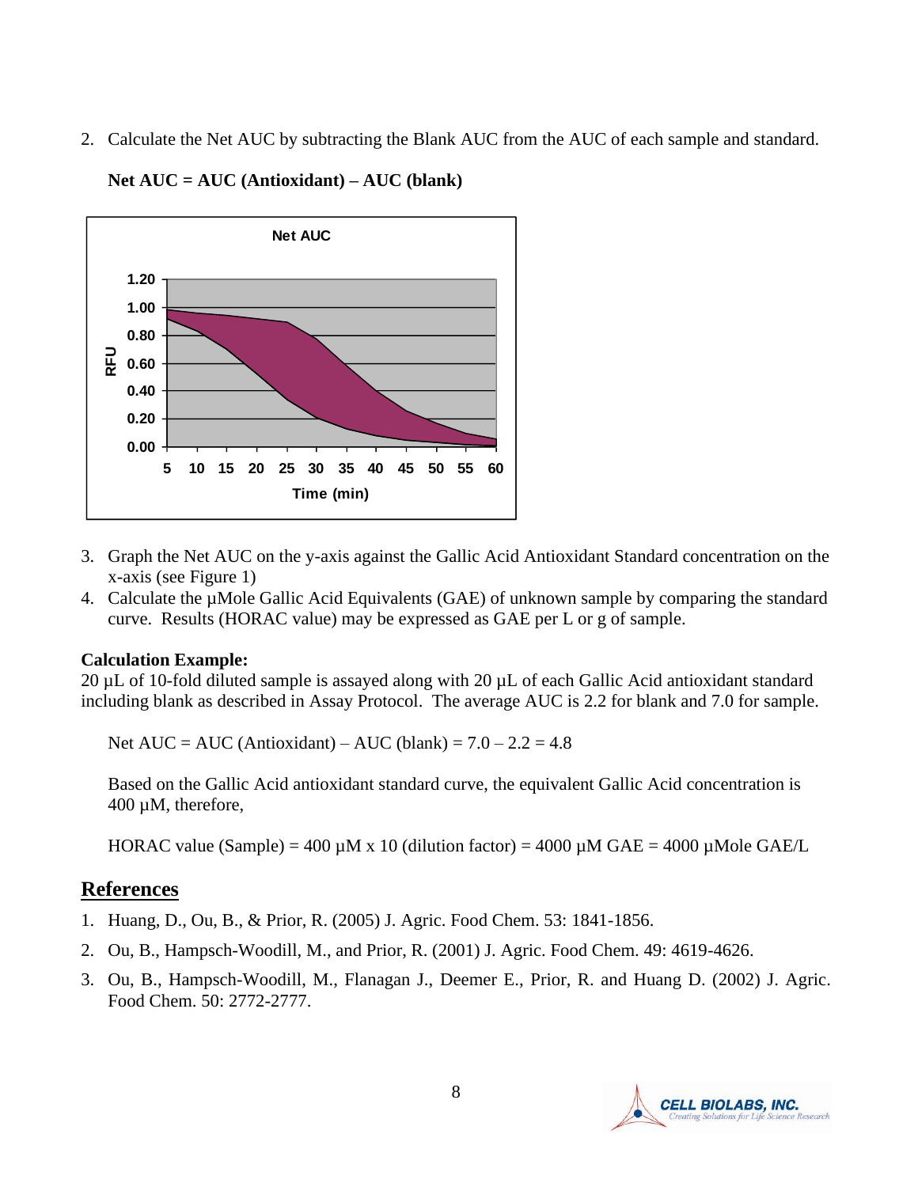2. Calculate the Net AUC by subtracting the Blank AUC from the AUC of each sample and standard.

**Net AUC = AUC (Antioxidant) – AUC (blank)**

3. Graph the Net AUC on the y-axis against the Gallic Acid Antioxidant Standard concentration on the x-axis (see Figure 1)
4. Calculate the µMole Gallic Acid Equivalents (GAE) of unknown sample by comparing the standard curve. Results (HORAC value) may be expressed as GAE per L or g of sample.

**Calculation Example:**

20 µL of 10-fold diluted sample is assayed along with 20 µL of each Gallic Acid antioxidant standard including blank as described in Assay Protocol. The average AUC is 2.2 for blank and 7.0 for sample.

Net AUC = AUC (Antioxidant) – AUC (blank) = 7.0 – 2.2 = 4.8

Based on the Gallic Acid antioxidant standard curve, the equivalent Gallic Acid concentration is 400 µM, therefore,

HORAC value (Sample) = 400 µM x 10 (dilution factor) = 4000 µM GAE = 4000 µMole GAE/L

## References

1. Huang, D., Ou, B., & Prior, R. (2005) J. Agric. Food Chem. 53: 1841-1856.
2. Ou, B., Hampsch-Woodill, M., and Prior, R. (2001) J. Agric. Food Chem. 49: 4619-4626.
3. Ou, B., Hampsch-Woodill, M., Flanagan J., Deemer E., Prior, R. and Huang D. (2002) J. Agric. Food Chem. 50: 2772-2777.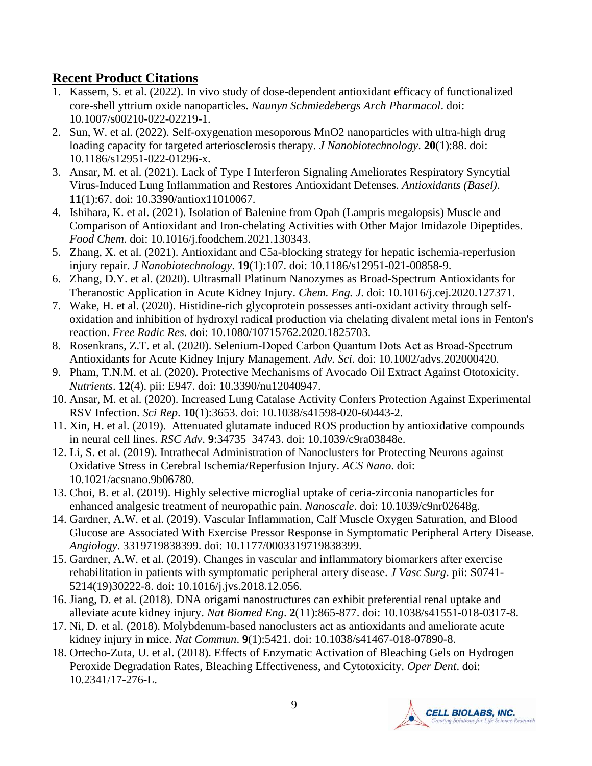## **Recent Product Citations**

1. Kassem, S. et al. (2022). In vivo study of dose-dependent antioxidant efficacy of functionalized core-shell yttrium oxide nanoparticles. *Naunyn Schmiedebergs Arch Pharmacol*. doi: 10.1007/s00210-022-02219-1.
2. Sun, W. et al. (2022). Self-oxygenation mesoporous MnO2 nanoparticles with ultra-high drug loading capacity for targeted arteriosclerosis therapy. *J Nanobiotechnology*. **20**(1):88. doi: 10.1186/s12951-022-01296-x.
3. Ansar, M. et al. (2021). Lack of Type I Interferon Signaling Ameliorates Respiratory Syncytial Virus-Induced Lung Inflammation and Restores Antioxidant Defenses. *Antioxidants (Basel)*. **11**(1):67. doi: 10.3390/antiox11010067.
4. Ishihara, K. et al. (2021). Isolation of Balenine from Opah (Lampris megalopsis) Muscle and Comparison of Antioxidant and Iron-chelating Activities with Other Major Imidazole Dipeptides. *Food Chem*. doi: 10.1016/j.foodchem.2021.130343.
5. Zhang, X. et al. (2021). Antioxidant and C5a-blocking strategy for hepatic ischemia-reperfusion injury repair. *J Nanobiotechnology*. **19**(1):107. doi: 10.1186/s12951-021-00858-9.
6. Zhang, D.Y. et al. (2020). Ultrasmall Platinum Nanozymes as Broad-Spectrum Antioxidants for Theranostic Application in Acute Kidney Injury. *Chem. Eng. J*. doi: 10.1016/j.cej.2020.127371.
7. Wake, H. et al. (2020). Histidine-rich glycoprotein possesses anti-oxidant activity through self-oxidation and inhibition of hydroxyl radical production via chelating divalent metal ions in Fenton's reaction. *Free Radic Res*. doi: 10.1080/10715762.2020.1825703.
8. Rosenkrans, Z.T. et al. (2020). Selenium-Doped Carbon Quantum Dots Act as Broad-Spectrum Antioxidants for Acute Kidney Injury Management. *Adv. Sci*. doi: 10.1002/advs.202000420.
9. Pham, T.N.M. et al. (2020). Protective Mechanisms of Avocado Oil Extract Against Ototoxicity. *Nutrients*. **12**(4). pii: E947. doi: 10.3390/nu12040947.
10. Ansar, M. et al. (2020). Increased Lung Catalase Activity Confers Protection Against Experimental RSV Infection. *Sci Rep*. **10**(1):3653. doi: 10.1038/s41598-020-60443-2.
11. Xin, H. et al. (2019). Attenuated glutamate induced ROS production by antioxidative compounds in neural cell lines. *RSC Adv*. **9**:34735–34743. doi: 10.1039/c9ra03848e.
12. Li, S. et al. (2019). Intrathecal Administration of Nanoclusters for Protecting Neurons against Oxidative Stress in Cerebral Ischemia/Reperfusion Injury. *ACS Nano*. doi: 10.1021/acsnano.9b06780.
13. Choi, B. et al. (2019). Highly selective microglial uptake of ceria-zirconia nanoparticles for enhanced analgesic treatment of neuropathic pain. *Nanoscale*. doi: 10.1039/c9nr02648g.
14. Gardner, A.W. et al. (2019). Vascular Inflammation, Calf Muscle Oxygen Saturation, and Blood Glucose are Associated With Exercise Pressor Response in Symptomatic Peripheral Artery Disease. *Angiology*. 3319719838399. doi: 10.1177/0003319719838399.
15. Gardner, A.W. et al. (2019). Changes in vascular and inflammatory biomarkers after exercise rehabilitation in patients with symptomatic peripheral artery disease. *J Vasc Surg*. pii: S0741-5214(19)30222-8. doi: 10.1016/j.jvs.2018.12.056.
16. Jiang, D. et al. (2018). DNA origami nanostructures can exhibit preferential renal uptake and alleviate acute kidney injury. *Nat Biomed Eng*. **2**(11):865-877. doi: 10.1038/s41551-018-0317-8.
17. Ni, D. et al. (2018). Molybdenum-based nanoclusters act as antioxidants and ameliorate acute kidney injury in mice. *Nat Commun*. **9**(1):5421. doi: 10.1038/s41467-018-07890-8.
18. Ortecho-Zuta, U. et al. (2018). Effects of Enzymatic Activation of Bleaching Gels on Hydrogen Peroxide Degradation Rates, Bleaching Effectiveness, and Cytotoxicity. *Oper Dent*. doi: 10.2341/17-276-L.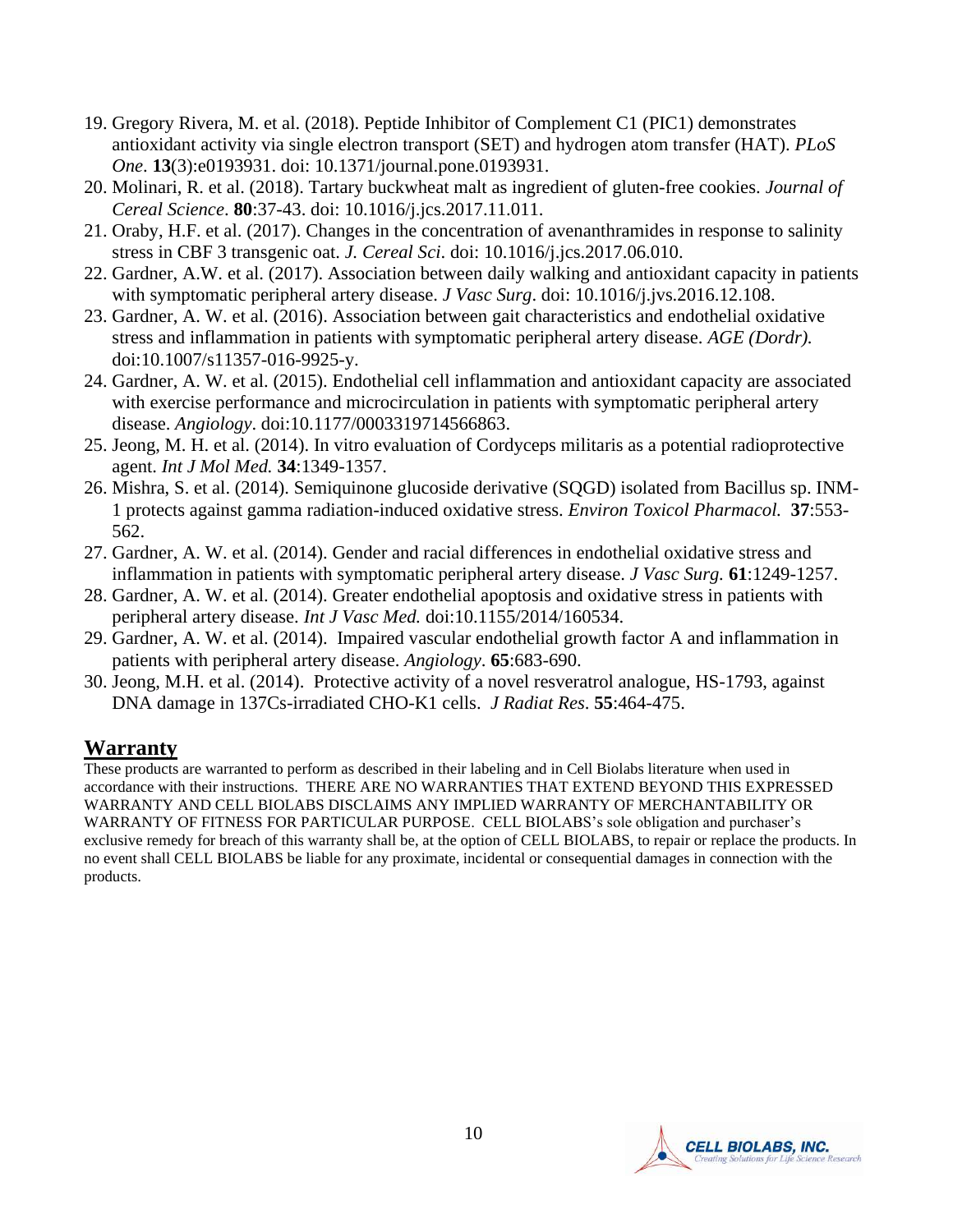19. Gregory Rivera, M. et al. (2018). Peptide Inhibitor of Complement C1 (PIC1) demonstrates antioxidant activity via single electron transport (SET) and hydrogen atom transfer (HAT). *PLoS One*. **13**(3):e0193931. doi: 10.1371/journal.pone.0193931.
20. Molinari, R. et al. (2018). Tartary buckwheat malt as ingredient of gluten-free cookies. *Journal of Cereal Science*. **80**:37-43. doi: 10.1016/j.jcs.2017.11.011.
21. Oraby, H.F. et al. (2017). Changes in the concentration of avenanthramides in response to salinity stress in CBF 3 transgenic oat. *J. Cereal Sci*. doi: 10.1016/j.jcs.2017.06.010.
22. Gardner, A.W. et al. (2017). Association between daily walking and antioxidant capacity in patients with symptomatic peripheral artery disease. *J Vasc Surg*. doi: 10.1016/j.jvs.2016.12.108.
23. Gardner, A. W. et al. (2016). Association between gait characteristics and endothelial oxidative stress and inflammation in patients with symptomatic peripheral artery disease. *AGE (Dordr).* doi:10.1007/s11357-016-9925-y.
24. Gardner, A. W. et al. (2015). Endothelial cell inflammation and antioxidant capacity are associated with exercise performance and microcirculation in patients with symptomatic peripheral artery disease. *Angiology*. doi:10.1177/0003319714566863.
25. Jeong, M. H. et al. (2014). In vitro evaluation of Cordyceps militaris as a potential radioprotective agent. *Int J Mol Med.* **34**:1349-1357.
26. Mishra, S. et al. (2014). Semiquinone glucoside derivative (SQGD) isolated from Bacillus sp. INM-1 protects against gamma radiation-induced oxidative stress. *Environ Toxicol Pharmacol.* **37**:553-562.
27. Gardner, A. W. et al. (2014). Gender and racial differences in endothelial oxidative stress and inflammation in patients with symptomatic peripheral artery disease. *J Vasc Surg.* **61**:1249-1257.
28. Gardner, A. W. et al. (2014). Greater endothelial apoptosis and oxidative stress in patients with peripheral artery disease. *Int J Vasc Med.* doi:10.1155/2014/160534.
29. Gardner, A. W. et al. (2014). Impaired vascular endothelial growth factor A and inflammation in patients with peripheral artery disease. *Angiology*. **65**:683-690.
30. Jeong, M.H. et al. (2014). Protective activity of a novel resveratrol analogue, HS-1793, against DNA damage in 137Cs-irradiated CHO-K1 cells. *J Radiat Res*. **55**:464-475.

## Warranty

These products are warranted to perform as described in their labeling and in Cell Biolabs literature when used in accordance with their instructions. THERE ARE NO WARRANTIES THAT EXTEND BEYOND THIS EXPRESSED WARRANTY AND CELL BIOLABS DISCLAIMS ANY IMPLIED WARRANTY OF MERCHANTABILITY OR WARRANTY OF FITNESS FOR PARTICULAR PURPOSE. CELL BIOLABS's sole obligation and purchaser's exclusive remedy for breach of this warranty shall be, at the option of CELL BIOLABS, to repair or replace the products. In no event shall CELL BIOLABS be liable for any proximate, incidental or consequential damages in connection with the products.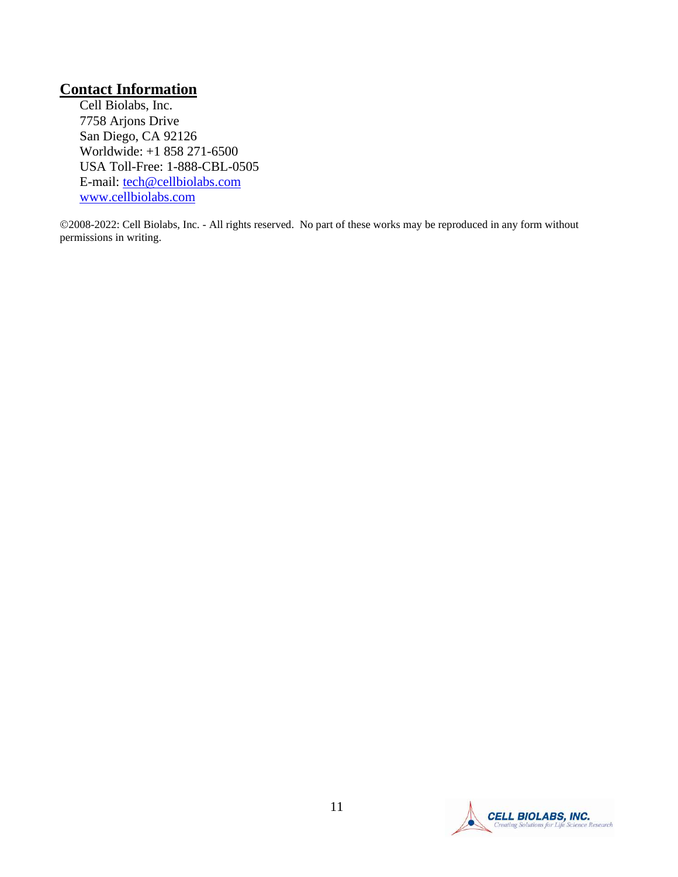## Contact Information

Cell Biolabs, Inc.
7758 Arjons Drive
San Diego, CA 92126
Worldwide: +1 858 271-6500
USA Toll-Free: 1-888-CBL-0505
E-mail: tech@cellbiolabs.com
www.cellbiolabs.com

©2008-2022: Cell Biolabs, Inc. - All rights reserved. No part of these works may be reproduced in any form without permissions in writing.